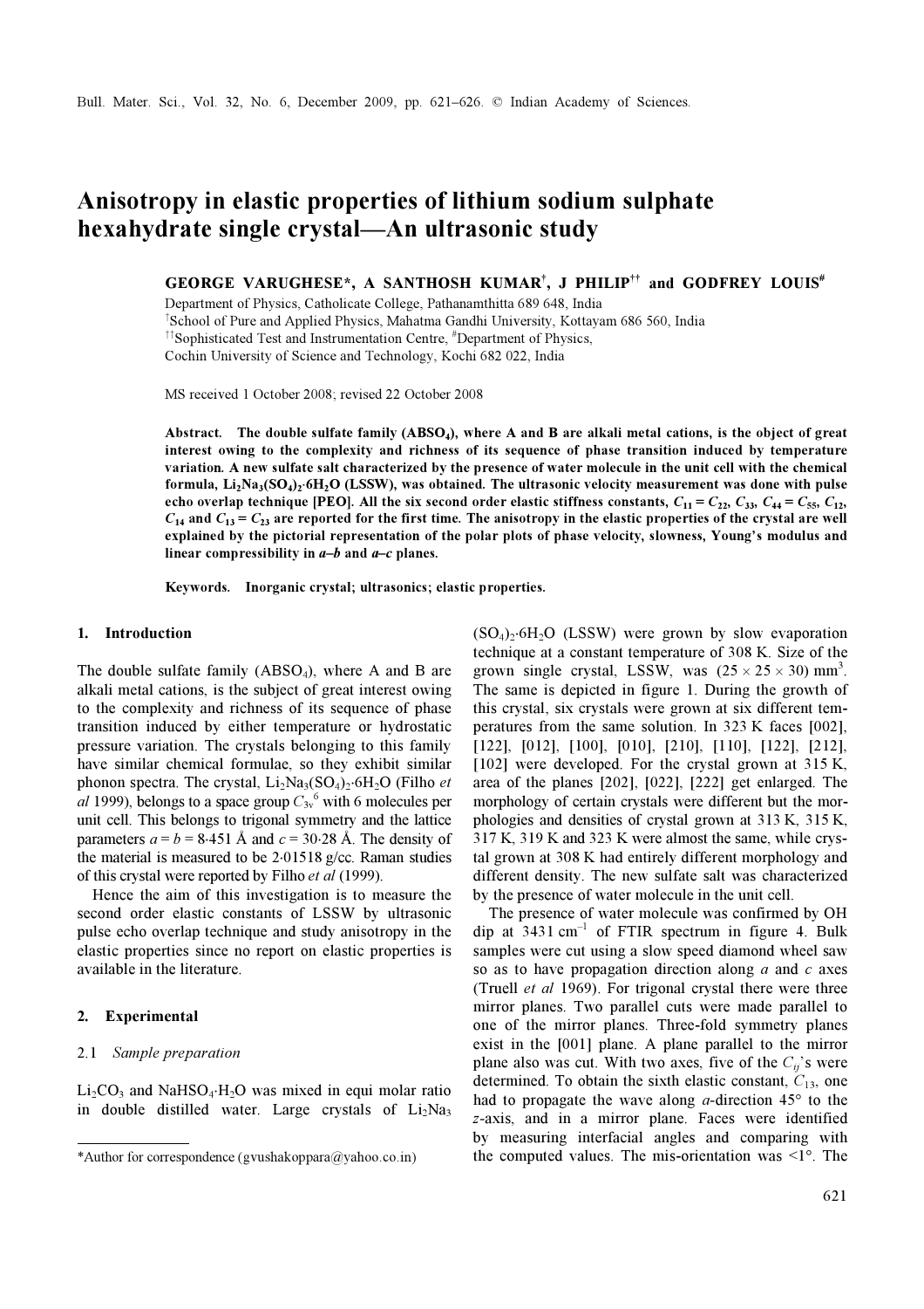# Anisotropy in elastic properties of lithium sodium sulphate hexahydrate single crystal—An ultrasonic study

**GEORGE VARUGHESE*, A SANTHOSH KUMAR[†], J PHILIP[††] and GODFREY LOUIS[#]**

Department of Physics, Catholicate College, Pathanamthitta 689 648, India
[†]School of Pure and Applied Physics, Mahatma Gandhi University, Kottayam 686 560, India
[††]Sophisticated Test and Instrumentation Centre, [#]Department of Physics,
Cochin University of Science and Technology, Kochi 682 022, India

MS received 1 October 2008; revised 22 October 2008

**Abstract. The double sulfate family ($ABSO_4$), where A and B are alkali metal cations, is the object of great interest owing to the complexity and richness of its sequence of phase transition induced by temperature variation. A new sulfate salt characterized by the presence of water molecule in the unit cell with the chemical formula, $Li_2Na_3(SO_4)_2 \cdot 6H_2O$ (LSSW), was obtained. The ultrasonic velocity measurement was done with pulse echo overlap technique [PEO]. All the six second order elastic stiffness constants, $C_{11} = C_{22}$, $C_{33}$, $C_{44} = C_{55}$, $C_{12}$, $C_{14}$ and $C_{13} = C_{23}$ are reported for the first time. The anisotropy in the elastic properties of the crystal are well explained by the pictorial representation of the polar plots of phase velocity, slowness, Young's modulus and linear compressibility in *a–b* and *a–c* planes.**

**Keywords.** Inorganic crystal; ultrasonics; elastic properties.

## 1. Introduction

The double sulfate family ($ABSO_4$), where A and B are alkali metal cations, is the subject of great interest owing to the complexity and richness of its sequence of phase transition induced by either temperature or hydrostatic pressure variation. The crystals belonging to this family have similar chemical formulae, so they exhibit similar phonon spectra. The crystal, $Li_2Na_3(SO_4)_2 \cdot 6H_2O$ (Filho *et al* 1999), belongs to a space group $C_{3v}^{6}$ with 6 molecules per unit cell. This belongs to trigonal symmetry and the lattice parameters $a = b = 8{\cdot}451$ Å and $c = 30{\cdot}28$ Å. The density of the material is measured to be 2·01518 g/cc. Raman studies of this crystal were reported by Filho *et al* (1999).

Hence the aim of this investigation is to measure the second order elastic constants of LSSW by ultrasonic pulse echo overlap technique and study anisotropy in the elastic properties since no report on elastic properties is available in the literature.

## 2. Experimental

### 2.1 *Sample preparation*

$Li_2CO_3$ and $NaHSO_4 \cdot H_2O$ was mixed in equi molar ratio in double distilled water. Large crystals of $Li_2Na_3(SO_4)_2 \cdot 6H_2O$ (LSSW) were grown by slow evaporation technique at a constant temperature of 308 K. Size of the grown single crystal, LSSW, was $(25 \times 25 \times 30)$ mm$^3$. The same is depicted in figure 1. During the growth of this crystal, six crystals were grown at six different temperatures from the same solution. In 323 K faces [002], [122], [012], [100], [010], [210], [110], [122], [212], [102] were developed. For the crystal grown at 315 K, area of the planes [202], [022], [222] get enlarged. The morphology of certain crystals were different but the morphologies and densities of crystal grown at 313 K, 315 K, 317 K, 319 K and 323 K were almost the same, while crystal grown at 308 K had entirely different morphology and different density. The new sulfate salt was characterized by the presence of water molecule in the unit cell.

The presence of water molecule was confirmed by OH dip at 3431 cm$^{-1}$ of FTIR spectrum in figure 4. Bulk samples were cut using a slow speed diamond wheel saw so as to have propagation direction along *a* and *c* axes (Truell *et al* 1969). For trigonal crystal there were three mirror planes. Two parallel cuts were made parallel to one of the mirror planes. Three-fold symmetry planes exist in the [001] plane. A plane parallel to the mirror plane also was cut. With two axes, five of the $C_{ij}$'s were determined. To obtain the sixth elastic constant, $C_{13}$, one had to propagate the wave along *a*-direction 45° to the *z*-axis, and in a mirror plane. Faces were identified by measuring interfacial angles and comparing with the computed values. The mis-orientation was <1°. The

*Author for correspondence (gvushakoppara@yahoo.co.in)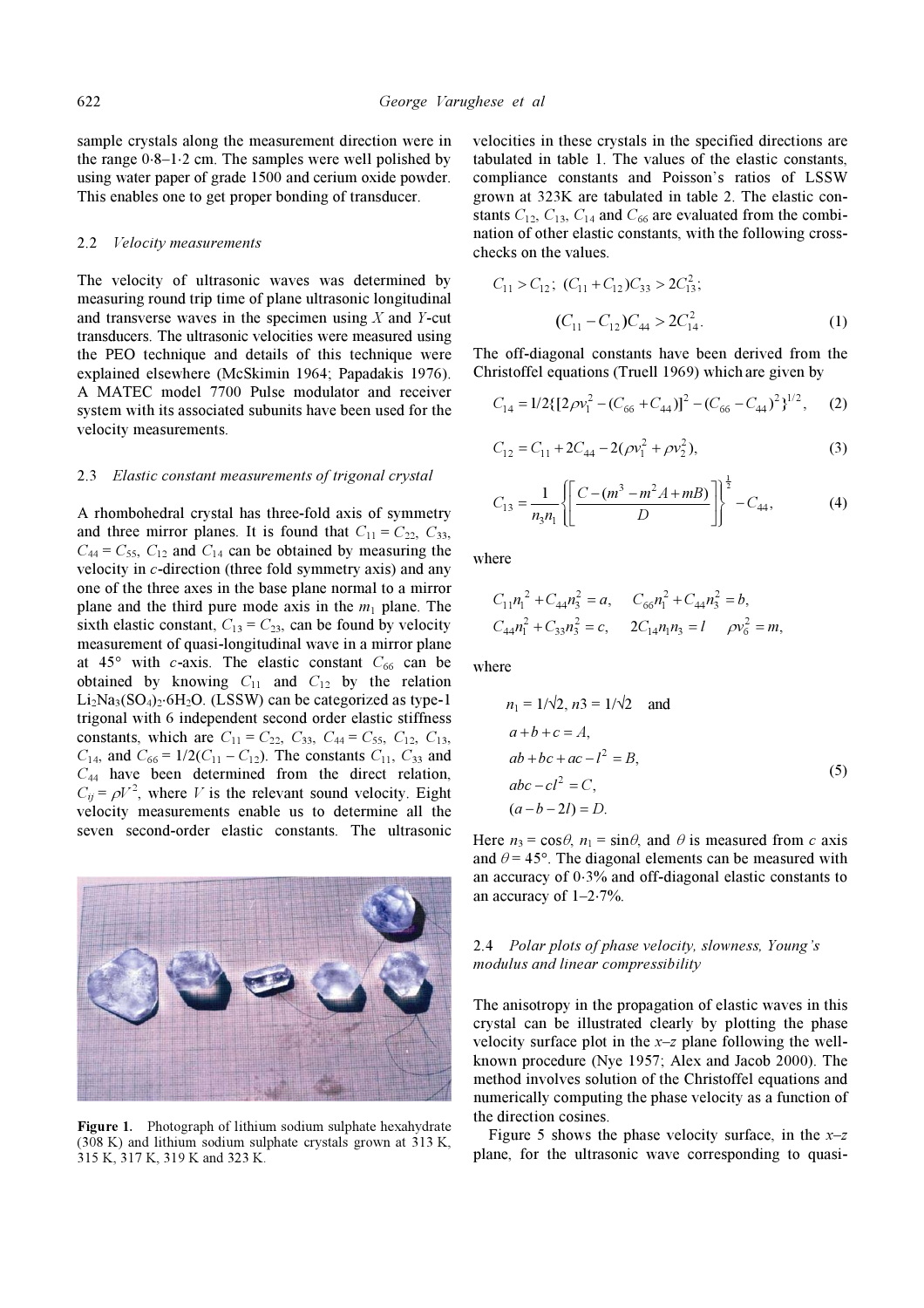sample crystals along the measurement direction were in the range 0·8–1·2 cm. The samples were well polished by using water paper of grade 1500 and cerium oxide powder. This enables one to get proper bonding of transducer.

### 2.2 *Velocity measurements*

The velocity of ultrasonic waves was determined by measuring round trip time of plane ultrasonic longitudinal and transverse waves in the specimen using $X$ and $Y$-cut transducers. The ultrasonic velocities were measured using the PEO technique and details of this technique were explained elsewhere (McSkimin 1964; Papadakis 1976). A MATEC model 7700 Pulse modulator and receiver system with its associated subunits have been used for the velocity measurements.

### 2.3 *Elastic constant measurements of trigonal crystal*

A rhombohedral crystal has three-fold axis of symmetry and three mirror planes. It is found that $C_{11} = C_{22}$, $C_{33}$, $C_{44} = C_{55}$, $C_{12}$ and $C_{14}$ can be obtained by measuring the velocity in $c$-direction (three fold symmetry axis) and any one of the three axes in the base plane normal to a mirror plane and the third pure mode axis in the $m_1$ plane. The sixth elastic constant, $C_{13} = C_{23}$, can be found by velocity measurement of quasi-longitudinal wave in a mirror plane at 45° with $c$-axis. The elastic constant $C_{66}$ can be obtained by knowing $C_{11}$ and $C_{12}$ by the relation $Li_2Na_3(SO_4)_2{\cdot}6H_2O$. (LSSW) can be categorized as type-1 trigonal with 6 independent second order elastic stiffness constants, which are $C_{11} = C_{22}$, $C_{33}$, $C_{44} = C_{55}$, $C_{12}$, $C_{13}$, $C_{14}$, and $C_{66} = 1/2(C_{11} - C_{12})$. The constants $C_{11}$, $C_{33}$ and $C_{44}$ have been determined from the direct relation, $C_{ij} = \rho V^2$, where $V$ is the relevant sound velocity. Eight velocity measurements enable us to determine all the seven second-order elastic constants. The ultrasonic velocities in these crystals in the specified directions are tabulated in table 1. The values of the elastic constants, compliance constants and Poisson's ratios of LSSW grown at 323K are tabulated in table 2. The elastic constants $C_{12}$, $C_{13}$, $C_{14}$ and $C_{66}$ are evaluated from the combination of other elastic constants, with the following cross-checks on the values.

$$C_{11} > C_{12};\ (C_{11} + C_{12})C_{33} > 2C_{13}^2;$$

$$(C_{11} - C_{12})C_{44} > 2C_{14}^2. \tag{1}$$

The off-diagonal constants have been derived from the Christoffel equations (Truell 1969) which are given by

$$C_{14} = 1/2\{[2\rho v_1^2 - (C_{66} + C_{44})]^2 - (C_{66} - C_{44})^2\}^{1/2}, \tag{2}$$

$$C_{12} = C_{11} + 2C_{44} - 2(\rho v_1^2 + \rho v_2^2), \tag{3}$$

$$C_{13} = \frac{1}{n_3 n_1}\left\{\left[\frac{C - (m^3 - m^2 A + mB)}{D}\right]\right\}^{\frac{1}{2}} - C_{44}, \tag{4}$$

where

$$C_{11}n_1^2 + C_{44}n_3^2 = a, \quad C_{66}n_1^2 + C_{44}n_3^2 = b,$$

$$C_{44}n_1^2 + C_{33}n_3^2 = c, \quad 2C_{14}n_1n_3 = l \quad \rho v_6^2 = m,$$

where

$$n_1 = 1/\sqrt{2},\ n3 = 1/\sqrt{2} \quad \text{and}$$

$$\begin{aligned} a + b + c &= A, \\ ab + bc + ac - l^2 &= B, \\ abc - cl^2 &= C, \\ (a - b - 2l) &= D. \end{aligned} \tag{5}$$

Here $n_3 = \cos\theta$, $n_1 = \sin\theta$, and $\theta$ is measured from $c$ axis and $\theta = 45°$. The diagonal elements can be measured with an accuracy of 0·3% and off-diagonal elastic constants to an accuracy of 1–2·7%.

### 2.4 *Polar plots of phase velocity, slowness, Young's modulus and linear compressibility*

The anisotropy in the propagation of elastic waves in this crystal can be illustrated clearly by plotting the phase velocity surface plot in the $x$–$z$ plane following the well-known procedure (Nye 1957; Alex and Jacob 2000). The method involves solution of the Christoffel equations and numerically computing the phase velocity as a function of the direction cosines.

Figure 5 shows the phase velocity surface, in the $x$–$z$ plane, for the ultrasonic wave corresponding to quasi-

**Figure 1.** Photograph of lithium sodium sulphate hexahydrate (308 K) and lithium sodium sulphate crystals grown at 313 K, 315 K, 317 K, 319 K and 323 K.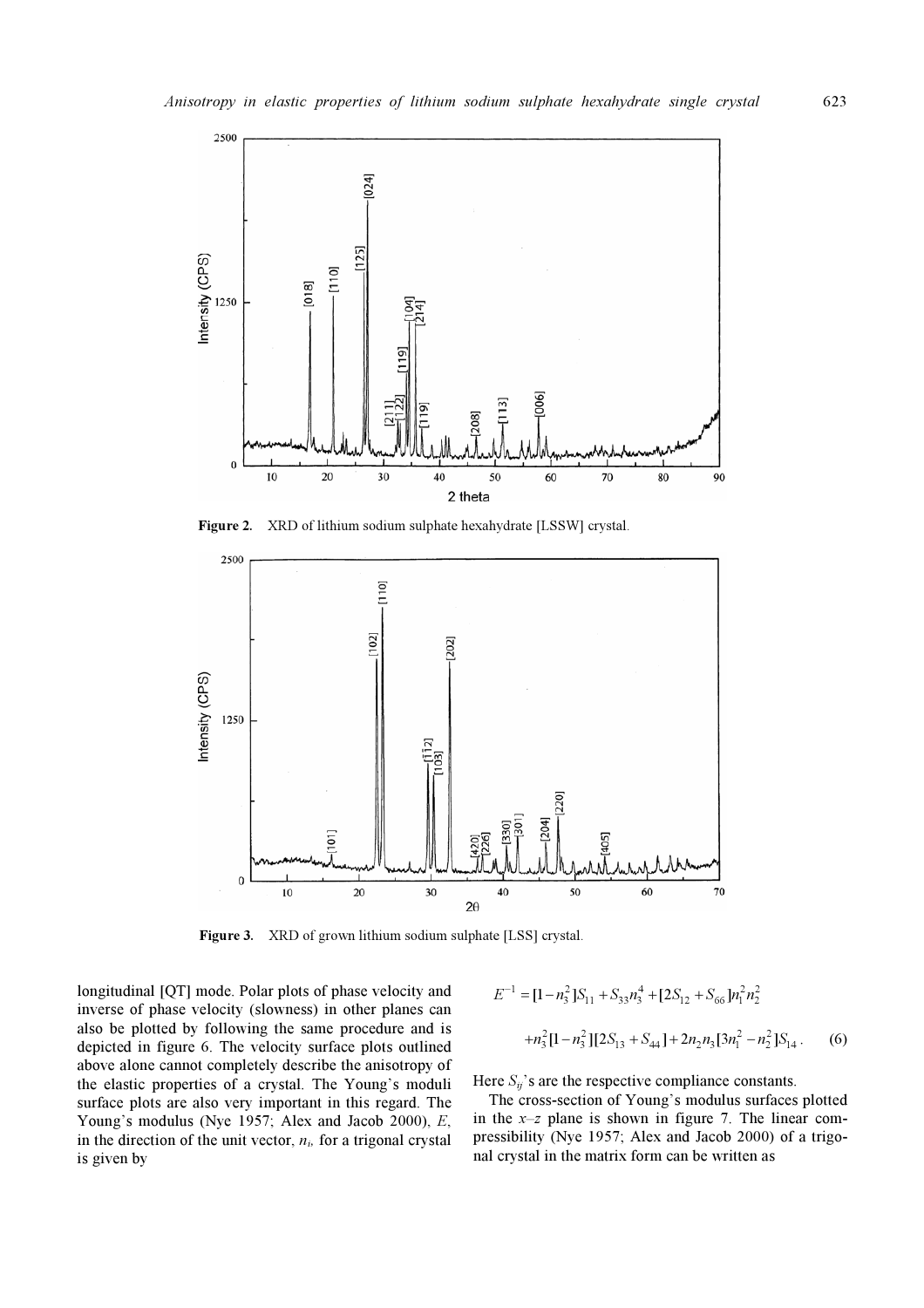Figure 2. XRD of lithium sodium sulphate hexahydrate [LSSW] crystal.

Figure 3. XRD of grown lithium sodium sulphate [LSS] crystal.

longitudinal [QT] mode. Polar plots of phase velocity and inverse of phase velocity (slowness) in other planes can also be plotted by following the same procedure and is depicted in figure 6. The velocity surface plots outlined above alone cannot completely describe the anisotropy of the elastic properties of a crystal. The Young's moduli surface plots are also very important in this regard. The Young's modulus (Nye 1957; Alex and Jacob 2000), $E$, in the direction of the unit vector, $n_i$, for a trigonal crystal is given by

$$E^{-1} = [1 - n_3^2]S_{11} + S_{33}n_3^4 + [2S_{12} + S_{66}]n_1^2 n_2^2$$
$$+ n_3^2[1 - n_3^2][2S_{13} + S_{44}] + 2n_2 n_3[3n_1^2 - n_2^2]S_{14}. \qquad (6)$$

Here $S_{ij}$'s are the respective compliance constants.

The cross-section of Young's modulus surfaces plotted in the $x$–$z$ plane is shown in figure 7. The linear compressibility (Nye 1957; Alex and Jacob 2000) of a trigonal crystal in the matrix form can be written as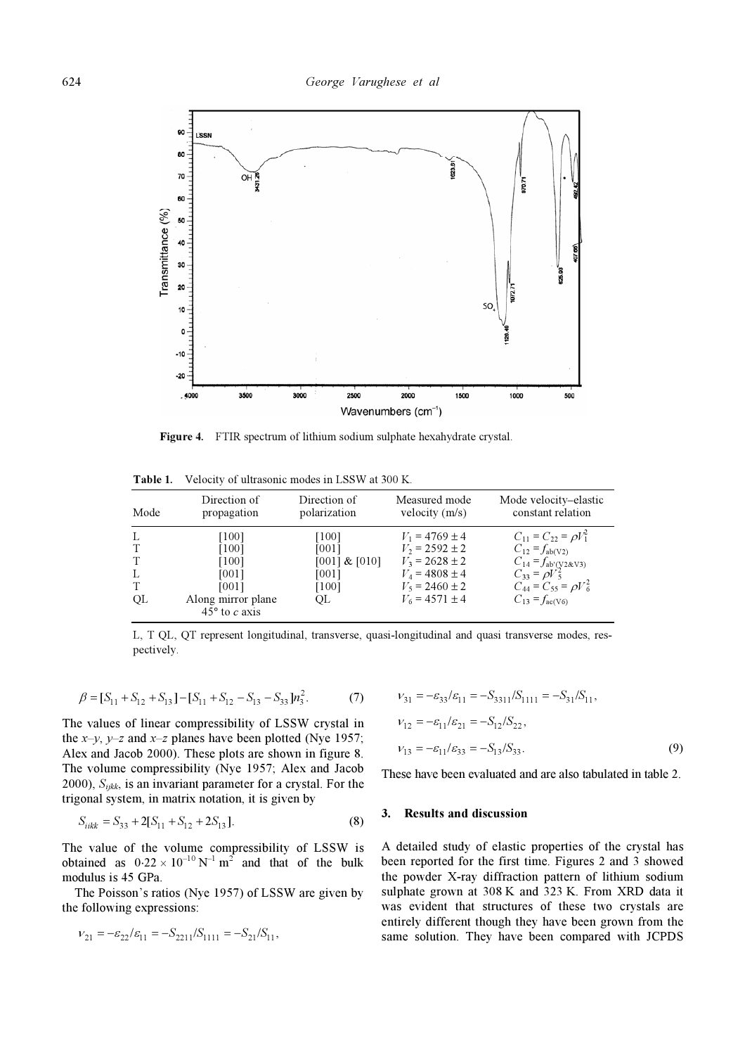**Figure 4.** FTIR spectrum of lithium sodium sulphate hexahydrate crystal.

**Table 1.** Velocity of ultrasonic modes in LSSW at 300 K.

| Mode | Direction of propagation | Direction of polarization | Measured mode velocity (m/s) | Mode velocity–elastic constant relation |
|---|---|---|---|---|
| L | [100] | [100] | $V_1 = 4769 \pm 4$ | $C_{11} = C_{22} = \rho V_1^2$ |
| T | [100] | [001] | $V_2 = 2592 \pm 2$ | $C_{12} = f_{ab(V2)}$ |
| T | [100] | [001] & [010] | $V_3 = 2628 \pm 2$ | $C_{14} = f_{ab'(V2\&V3)}$ |
| L | [001] | [001] | $V_4 = 4808 \pm 4$ | $C_{33} = \rho V_5^2$ |
| T | [001] | [100] | $V_5 = 2460 \pm 2$ | $C_{44} = C_{55} = \rho V_6^2$ |
| QL | Along mirror plane 45° to *c* axis | QL | $V_6 = 4571 \pm 4$ | $C_{13} = f_{ac(V6)}$ |

L, T QL, QT represent longitudinal, transverse, quasi-longitudinal and quasi transverse modes, respectively.

$$\beta = [S_{11} + S_{12} + S_{13}] - [S_{11} + S_{12} - S_{13} - S_{33}]n_3^2. \quad (7)$$

The values of linear compressibility of LSSW crystal in the *x*–*y*, *y*–*z* and *x*–*z* planes have been plotted (Nye 1957; Alex and Jacob 2000). These plots are shown in figure 8. The volume compressibility (Nye 1957; Alex and Jacob 2000), $S_{iikk}$, is an invariant parameter for a crystal. For the trigonal system, in matrix notation, it is given by

$$S_{iikk} = S_{33} + 2[S_{11} + S_{12} + 2S_{13}]. \quad (8)$$

The value of the volume compressibility of LSSW is obtained as $0{\cdot}22 \times 10^{-10}\ \mathrm{N^{-1}\ m^2}$ and that of the bulk modulus is 45 GPa.

The Poisson's ratios (Nye 1957) of LSSW are given by the following expressions:

$$\nu_{21} = -\varepsilon_{22}/\varepsilon_{11} = -S_{2211}/S_{1111} = -S_{21}/S_{11},$$

$$\nu_{31} = -\varepsilon_{33}/\varepsilon_{11} = -S_{3311}/S_{1111} = -S_{31}/S_{11},$$

$$\nu_{12} = -\varepsilon_{11}/\varepsilon_{21} = -S_{12}/S_{22},$$

$$\nu_{13} = -\varepsilon_{11}/\varepsilon_{33} = -S_{13}/S_{33}. \quad (9)$$

These have been evaluated and are also tabulated in table 2.

## 3. Results and discussion

A detailed study of elastic properties of the crystal has been reported for the first time. Figures 2 and 3 showed the powder X-ray diffraction pattern of lithium sodium sulphate grown at 308 K and 323 K. From XRD data it was evident that structures of these two crystals are entirely different though they have been grown from the same solution. They have been compared with JCPDS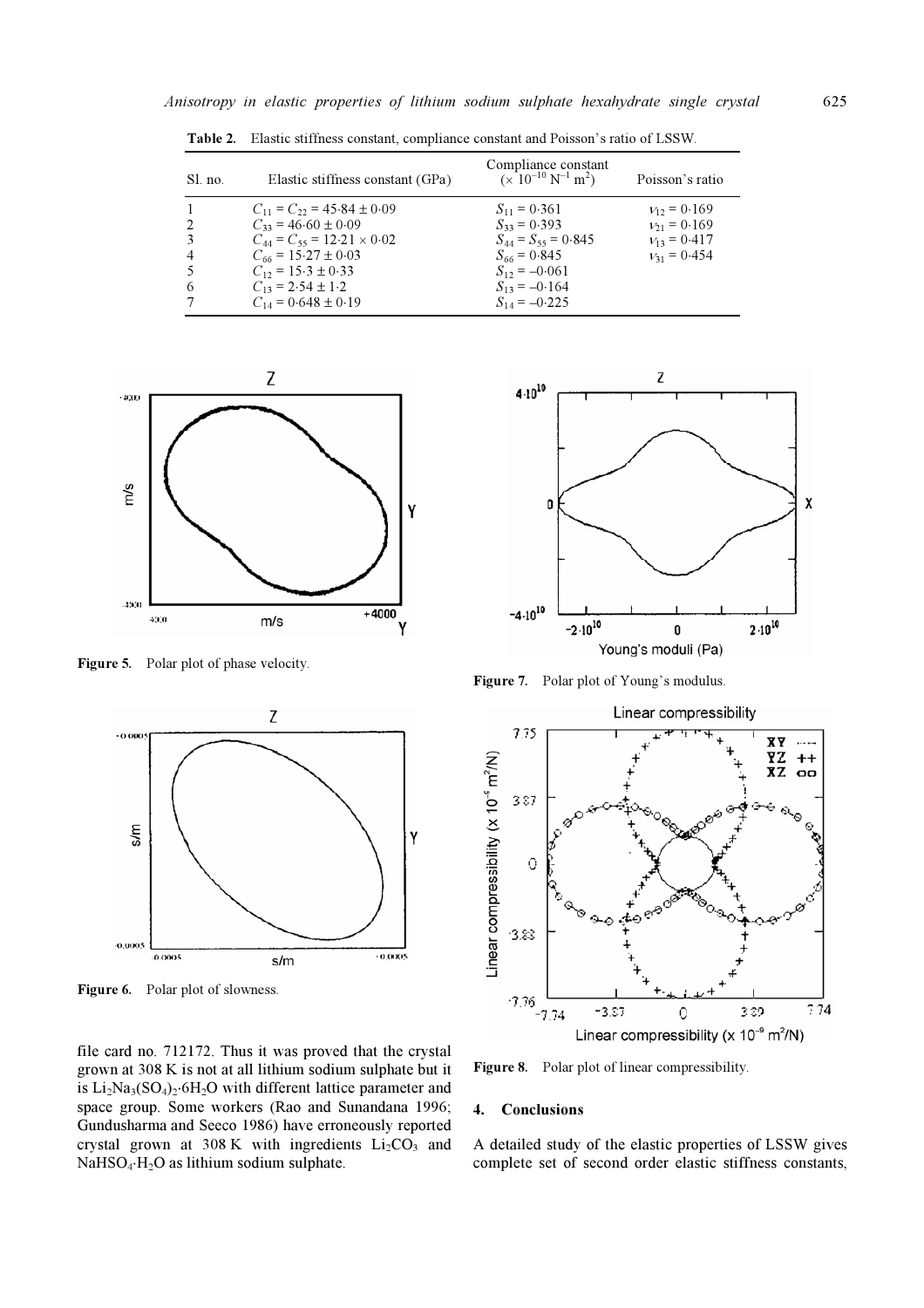**Table 2.** Elastic stiffness constant, compliance constant and Poisson's ratio of LSSW.

| Sl. no. | Elastic stiffness constant (GPa) | Compliance constant ($\times 10^{-10}$ N$^{-1}$ m$^2$) | Poisson's ratio |
|---|---|---|---|
| 1 | $C_{11} = C_{22} = 45{\cdot}84 \pm 0{\cdot}09$ | $S_{11} = 0{\cdot}361$ | $\nu_{12} = 0{\cdot}169$ |
| 2 | $C_{33} = 46{\cdot}60 \pm 0{\cdot}09$ | $S_{33} = 0{\cdot}393$ | $\nu_{21} = 0{\cdot}169$ |
| 3 | $C_{44} = C_{55} = 12{\cdot}21 \times 0{\cdot}02$ | $S_{44} = S_{55} = 0{\cdot}845$ | $\nu_{13} = 0{\cdot}417$ |
| 4 | $C_{66} = 15{\cdot}27 \pm 0{\cdot}03$ | $S_{66} = 0{\cdot}845$ | $\nu_{31} = 0{\cdot}454$ |
| 5 | $C_{12} = 15{\cdot}3 \pm 0{\cdot}33$ | $S_{12} = -0{\cdot}061$ | |
| 6 | $C_{13} = 2{\cdot}54 \pm 1{\cdot}2$ | $S_{13} = -0{\cdot}164$ | |
| 7 | $C_{14} = 0{\cdot}648 \pm 0{\cdot}19$ | $S_{14} = -0{\cdot}225$ | |

**Figure 5.** Polar plot of phase velocity.

**Figure 6.** Polar plot of slowness.

**Figure 7.** Polar plot of Young's modulus.

**Figure 8.** Polar plot of linear compressibility.

file card no. 712172. Thus it was proved that the crystal grown at 308 K is not at all lithium sodium sulphate but it is $Li_2Na_3(SO_4)_2{\cdot}6H_2O$ with different lattice parameter and space group. Some workers (Rao and Sunandana 1996; Gundusharma and Seeco 1986) have erroneously reported crystal grown at 308 K with ingredients $Li_2CO_3$ and $NaHSO_4{\cdot}H_2O$ as lithium sodium sulphate.

## 4. Conclusions

A detailed study of the elastic properties of LSSW gives complete set of second order elastic stiffness constants,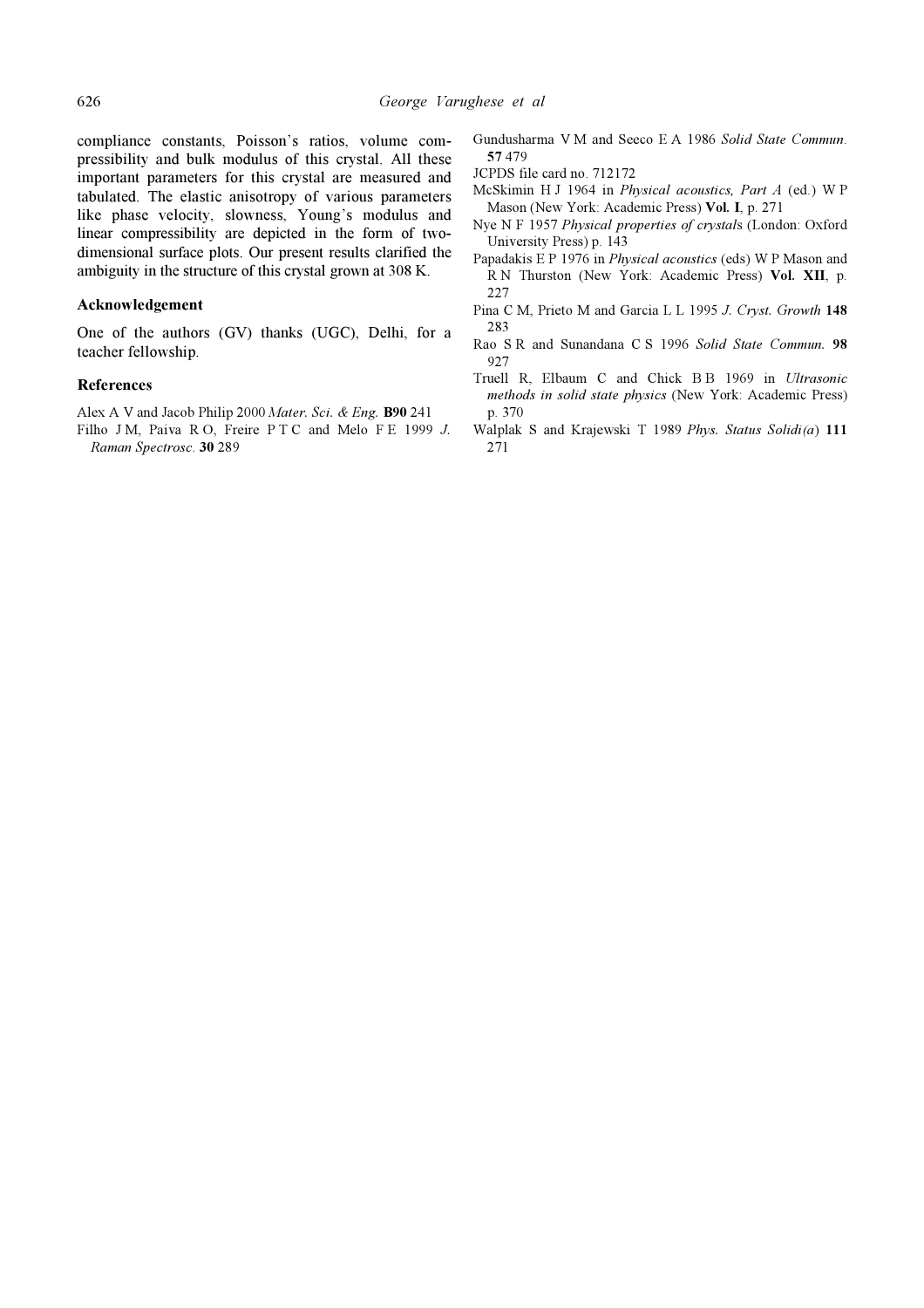compliance constants, Poisson's ratios, volume compressibility and bulk modulus of this crystal. All these important parameters for this crystal are measured and tabulated. The elastic anisotropy of various parameters like phase velocity, slowness, Young's modulus and linear compressibility are depicted in the form of two-dimensional surface plots. Our present results clarified the ambiguity in the structure of this crystal grown at 308 K.

## Acknowledgement

One of the authors (GV) thanks (UGC), Delhi, for a teacher fellowship.

## References

Alex A V and Jacob Philip 2000 *Mater. Sci. & Eng.* **B90** 241

Filho J M, Paiva R O, Freire P T C and Melo F E 1999 *J. Raman Spectrosc.* **30** 289

Gundusharma V M and Seeco E A 1986 *Solid State Commun.* **57** 479

JCPDS file card no. 712172

McSkimin H J 1964 in *Physical acoustics, Part A* (ed.) W P Mason (New York: Academic Press) **Vol. I**, p. 271

Nye N F 1957 *Physical properties of crystals* (London: Oxford University Press) p. 143

Papadakis E P 1976 in *Physical acoustics* (eds) W P Mason and R N Thurston (New York: Academic Press) **Vol. XII**, p. 227

Pina C M, Prieto M and Garcia L L 1995 *J. Cryst. Growth* **148** 283

Rao S R and Sunandana C S 1996 *Solid State Commun.* **98** 927

Truell R, Elbaum C and Chick B B 1969 in *Ultrasonic methods in solid state physics* (New York: Academic Press) p. 370

Walplak S and Krajewski T 1989 *Phys. Status Solidi(a)* **111** 271